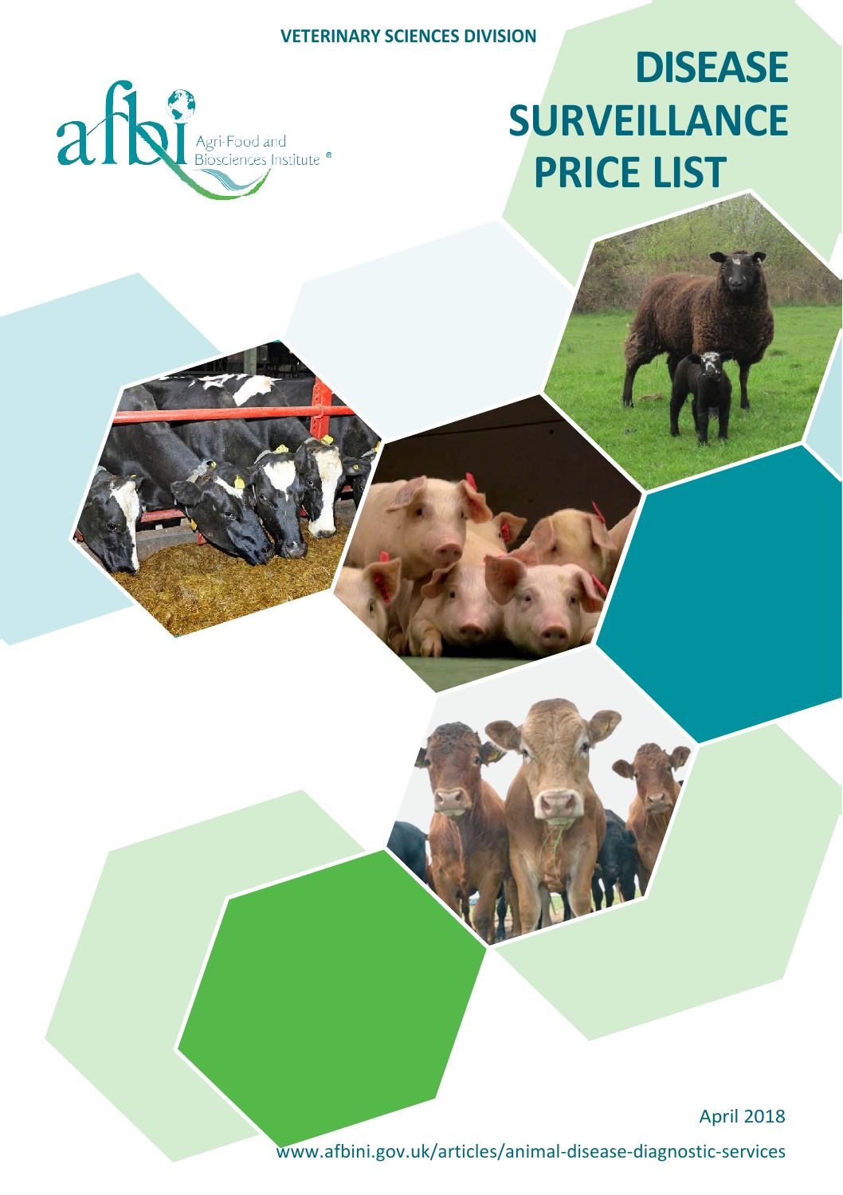VETERINARY SCIENCES DIVISION

afbi Agri-Food and Biosciences Institute

# DISEASE SURVEILLANCE PRICE LIST

April 2018

www.afbini.gov.uk/articles/animal-disease-diagnostic-services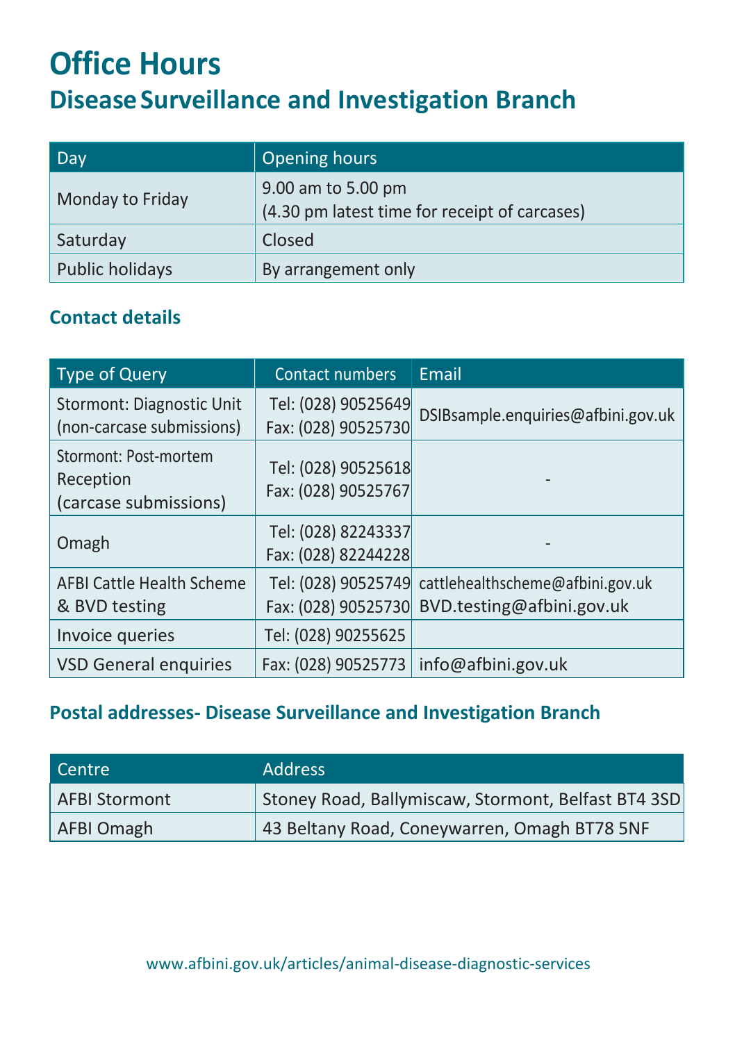# Office Hours

## Disease Surveillance and Investigation Branch

| Day | Opening hours |
|---|---|
| Monday to Friday | 9.00 am to 5.00 pm<br>(4.30 pm latest time for receipt of carcases) |
| Saturday | Closed |
| Public holidays | By arrangement only |

### Contact details

| Type of Query | Contact numbers | Email |
|---|---|---|
| Stormont: Diagnostic Unit (non-carcase submissions) | Tel: (028) 90525649<br>Fax: (028) 90525730 | DSIBsample.enquiries@afbini.gov.uk |
| Stormont: Post-mortem Reception (carcase submissions) | Tel: (028) 90525618<br>Fax: (028) 90525767 | - |
| Omagh | Tel: (028) 82243337<br>Fax: (028) 82244228 | - |
| AFBI Cattle Health Scheme & BVD testing | Tel: (028) 90525749<br>Fax: (028) 90525730 | cattlehealthscheme@afbini.gov.uk<br>BVD.testing@afbini.gov.uk |
| Invoice queries | Tel: (028) 90255625 | |
| VSD General enquiries | Fax: (028) 90525773 | info@afbini.gov.uk |

### Postal addresses- Disease Surveillance and Investigation Branch

| Centre | Address |
|---|---|
| AFBI Stormont | Stoney Road, Ballymiscaw, Stormont, Belfast BT4 3SD |
| AFBI Omagh | 43 Beltany Road, Coneywarren, Omagh BT78 5NF |

www.afbini.gov.uk/articles/animal-disease-diagnostic-services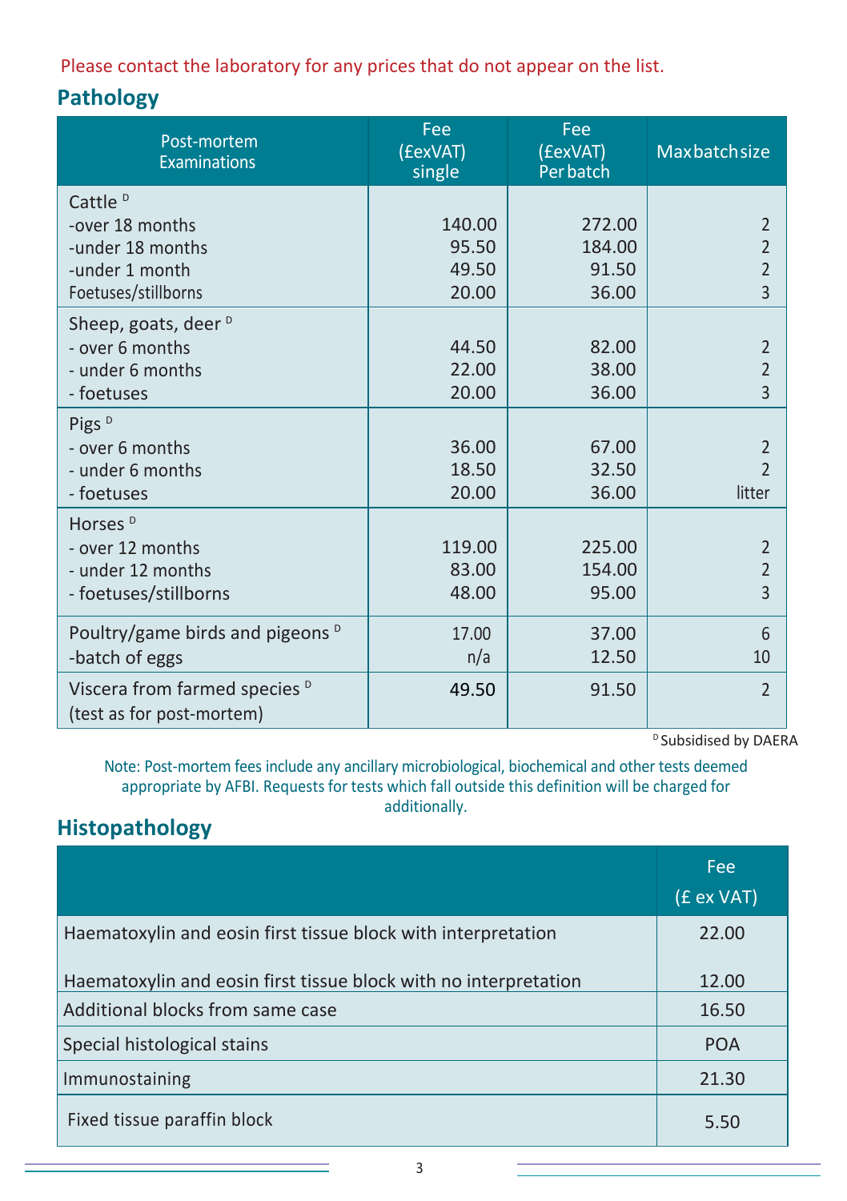Please contact the laboratory for any prices that do not appear on the list.

## Pathology

| Post-mortem Examinations | Fee (£exVAT) single | Fee (£exVAT) Per batch | Max batch size |
|---|---|---|---|
| Cattle [D] | | | |
| -over 18 months | 140.00 | 272.00 | 2 |
| -under 18 months | 95.50 | 184.00 | 2 |
| -under 1 month | 49.50 | 91.50 | 2 |
| Foetuses/stillborns | 20.00 | 36.00 | 3 |
| Sheep, goats, deer [D] | | | |
| - over 6 months | 44.50 | 82.00 | 2 |
| - under 6 months | 22.00 | 38.00 | 2 |
| - foetuses | 20.00 | 36.00 | 3 |
| Pigs [D] | | | |
| - over 6 months | 36.00 | 67.00 | 2 |
| - under 6 months | 18.50 | 32.50 | 2 |
| - foetuses | 20.00 | 36.00 | litter |
| Horses [D] | | | |
| - over 12 months | 119.00 | 225.00 | 2 |
| - under 12 months | 83.00 | 154.00 | 2 |
| - foetuses/stillborns | 48.00 | 95.00 | 3 |
| Poultry/game birds and pigeons [D] | 17.00 | 37.00 | 6 |
| -batch of eggs | n/a | 12.50 | 10 |
| Viscera from farmed species [D] (test as for post-mortem) | 49.50 | 91.50 | 2 |

[D] Subsidised by DAERA

Note: Post-mortem fees include any ancillary microbiological, biochemical and other tests deemed appropriate by AFBI. Requests for tests which fall outside this definition will be charged for additionally.

## Histopathology

| | Fee (£ ex VAT) |
|---|---|
| Haematoxylin and eosin first tissue block with interpretation | 22.00 |
| Haematoxylin and eosin first tissue block with no interpretation | 12.00 |
| Additional blocks from same case | 16.50 |
| Special histological stains | POA |
| Immunostaining | 21.30 |
| Fixed tissue paraffin block | 5.50 |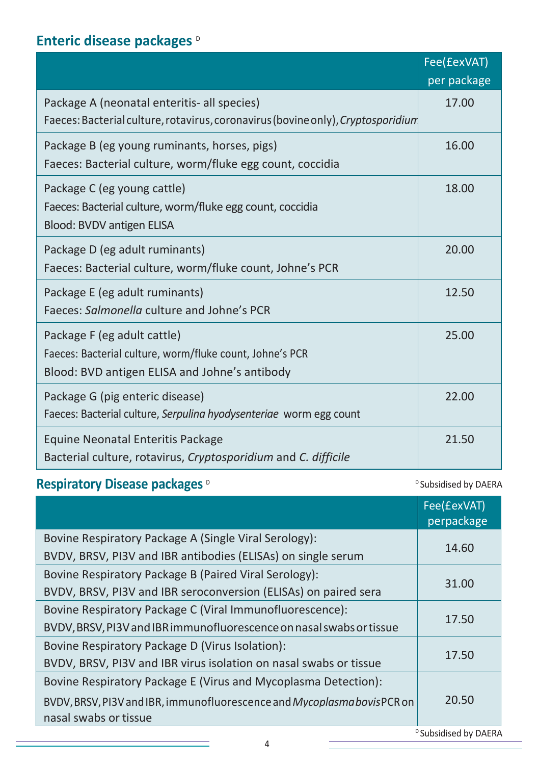## Enteric disease packages [D]

| | Fee(£exVAT) per package |
|---|---|
| Package A (neonatal enteritis- all species)<br>Faeces: Bacterial culture, rotavirus, coronavirus (bovine only), *Cryptosporidium* | 17.00 |
| Package B (eg young ruminants, horses, pigs)<br>Faeces: Bacterial culture, worm/fluke egg count, coccidia | 16.00 |
| Package C (eg young cattle)<br>Faeces: Bacterial culture, worm/fluke egg count, coccidia<br>Blood: BVDV antigen ELISA | 18.00 |
| Package D (eg adult ruminants)<br>Faeces: Bacterial culture, worm/fluke count, Johne's PCR | 20.00 |
| Package E (eg adult ruminants)<br>Faeces: *Salmonella* culture and Johne's PCR | 12.50 |
| Package F (eg adult cattle)<br>Faeces: Bacterial culture, worm/fluke count, Johne's PCR<br>Blood: BVD antigen ELISA and Johne's antibody | 25.00 |
| Package G (pig enteric disease)<br>Faeces: Bacterial culture, *Serpulina hyodysenteriae* worm egg count | 22.00 |
| Equine Neonatal Enteritis Package<br>Bacterial culture, rotavirus, *Cryptosporidium* and *C. difficile* | 21.50 |

## Respiratory Disease packages [D]

[D] Subsidised by DAERA

| | Fee(£exVAT) perpackage |
|---|---|
| Bovine Respiratory Package A (Single Viral Serology):<br>BVDV, BRSV, PI3V and IBR antibodies (ELISAs) on single serum | 14.60 |
| Bovine Respiratory Package B (Paired Viral Serology):<br>BVDV, BRSV, PI3V and IBR seroconversion (ELISAs) on paired sera | 31.00 |
| Bovine Respiratory Package C (Viral Immunofluorescence):<br>BVDV, BRSV, PI3V and IBR immunofluorescence on nasal swabs or tissue | 17.50 |
| Bovine Respiratory Package D (Virus Isolation):<br>BVDV, BRSV, PI3V and IBR virus isolation on nasal swabs or tissue | 17.50 |
| Bovine Respiratory Package E (Virus and Mycoplasma Detection):<br>BVDV, BRSV, PI3V and IBR, immunofluorescence and *Mycoplasma bovis* PCR on nasal swabs or tissue | 20.50 |

[D] Subsidised by DAERA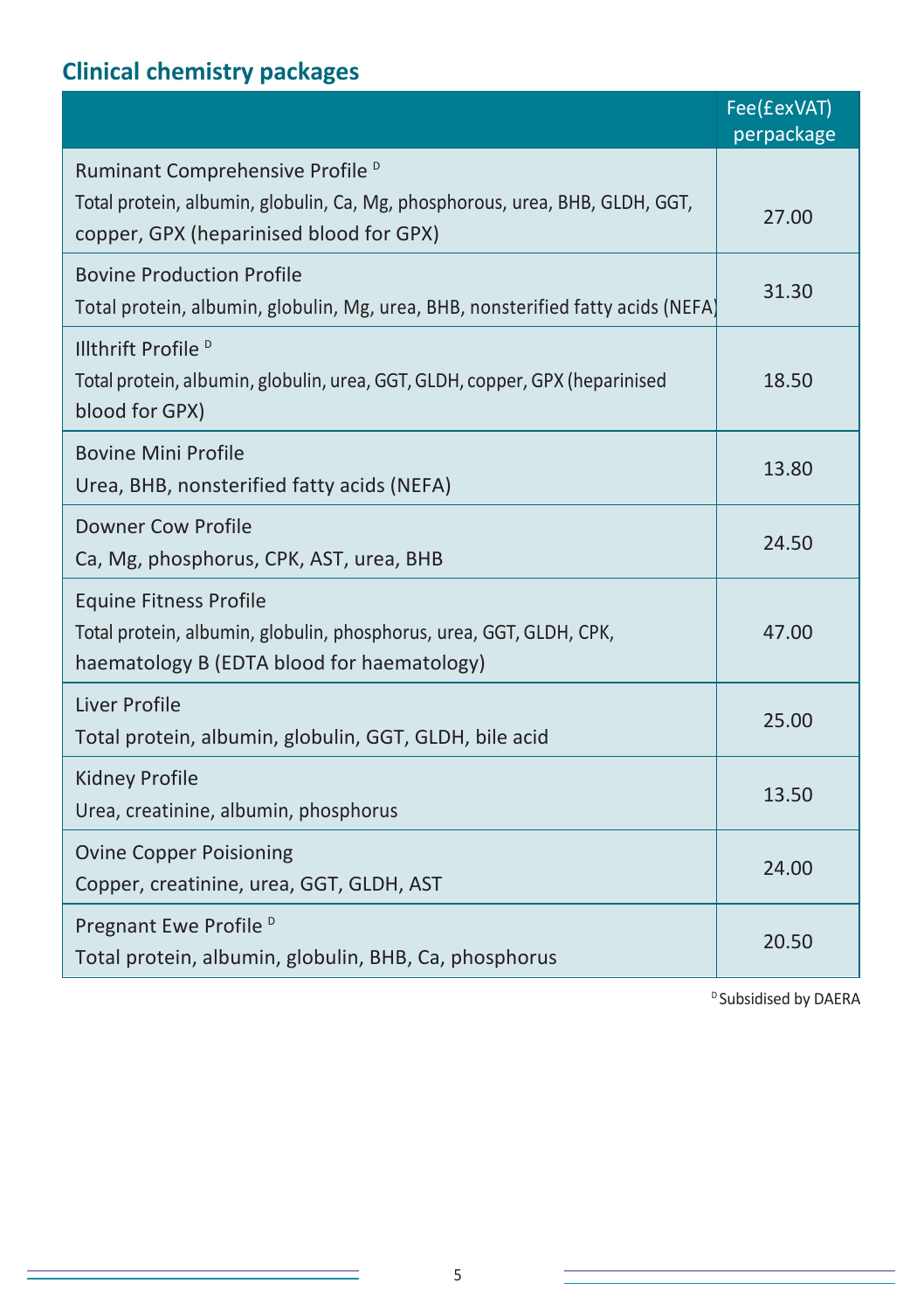## Clinical chemistry packages

| | Fee(£exVAT) perpackage |
|---|---|
| Ruminant Comprehensive Profile [D]<br>Total protein, albumin, globulin, Ca, Mg, phosphorous, urea, BHB, GLDH, GGT, copper, GPX (heparinised blood for GPX) | 27.00 |
| Bovine Production Profile<br>Total protein, albumin, globulin, Mg, urea, BHB, nonsterified fatty acids (NEFA) | 31.30 |
| Illthrift Profile [D]<br>Total protein, albumin, globulin, urea, GGT, GLDH, copper, GPX (heparinised blood for GPX) | 18.50 |
| Bovine Mini Profile<br>Urea, BHB, nonsterified fatty acids (NEFA) | 13.80 |
| Downer Cow Profile<br>Ca, Mg, phosphorus, CPK, AST, urea, BHB | 24.50 |
| Equine Fitness Profile<br>Total protein, albumin, globulin, phosphorus, urea, GGT, GLDH, CPK, haematology B (EDTA blood for haematology) | 47.00 |
| Liver Profile<br>Total protein, albumin, globulin, GGT, GLDH, bile acid | 25.00 |
| Kidney Profile<br>Urea, creatinine, albumin, phosphorus | 13.50 |
| Ovine Copper Poisioning<br>Copper, creatinine, urea, GGT, GLDH, AST | 24.00 |
| Pregnant Ewe Profile [D]<br>Total protein, albumin, globulin, BHB, Ca, phosphorus | 20.50 |

[D] Subsidised by DAERA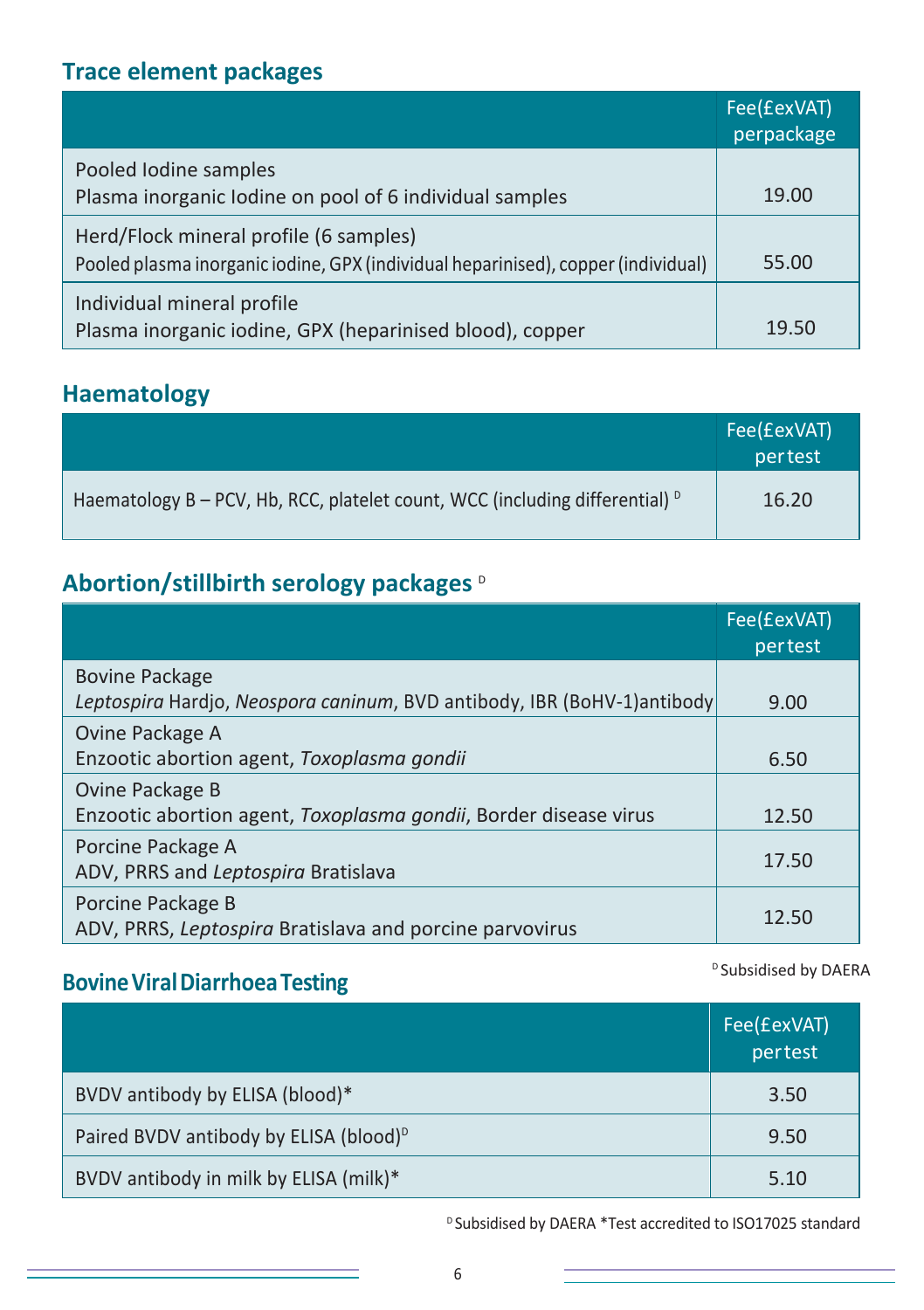## Trace element packages

| | Fee(£exVAT) perpackage |
|---|---|
| Pooled Iodine samples<br>Plasma inorganic Iodine on pool of 6 individual samples | 19.00 |
| Herd/Flock mineral profile (6 samples)<br>Pooled plasma inorganic iodine, GPX (individual heparinised), copper (individual) | 55.00 |
| Individual mineral profile<br>Plasma inorganic iodine, GPX (heparinised blood), copper | 19.50 |

## Haematology

| | Fee(£exVAT) pertest |
|---|---|
| Haematology B – PCV, Hb, RCC, platelet count, WCC (including differential) [D] | 16.20 |

## Abortion/stillbirth serology packages [D]

| | Fee(£exVAT) pertest |
|---|---|
| Bovine Package<br>*Leptospira* Hardjo, *Neospora caninum*, BVD antibody, IBR (BoHV-1)antibody | 9.00 |
| Ovine Package A<br>Enzootic abortion agent, *Toxoplasma gondii* | 6.50 |
| Ovine Package B<br>Enzootic abortion agent, *Toxoplasma gondii*, Border disease virus | 12.50 |
| Porcine Package A<br>ADV, PRRS and *Leptospira* Bratislava | 17.50 |
| Porcine Package B<br>ADV, PRRS, *Leptospira* Bratislava and porcine parvovirus | 12.50 |

[D] Subsidised by DAERA

## Bovine Viral Diarrhoea Testing

| | Fee(£exVAT) pertest |
|---|---|
| BVDV antibody by ELISA (blood)* | 3.50 |
| Paired BVDV antibody by ELISA (blood)[D] | 9.50 |
| BVDV antibody in milk by ELISA (milk)* | 5.10 |

[D] Subsidised by DAERA *Test accredited to ISO17025 standard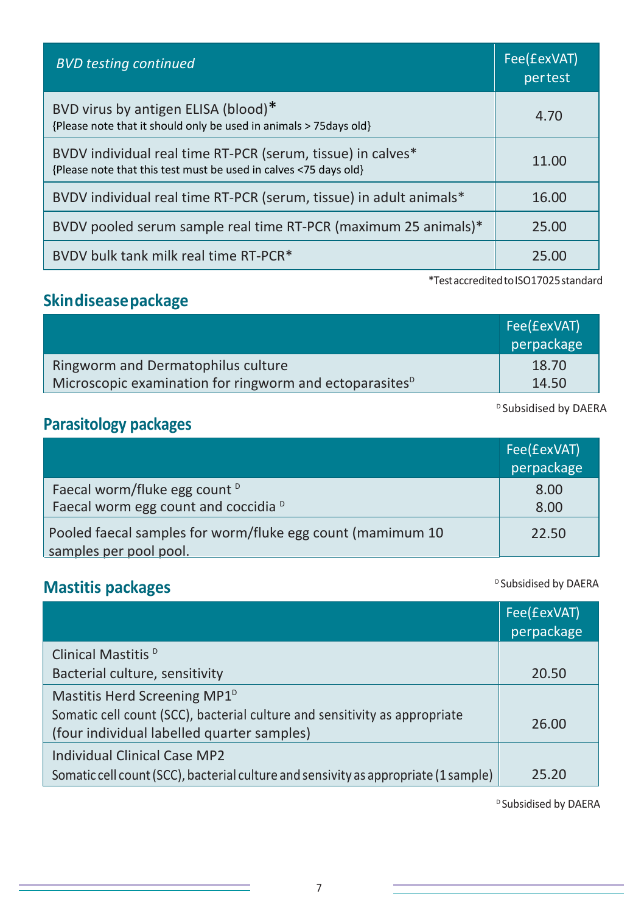| *BVD testing continued* | Fee(£exVAT) pertest |
|---|---|
| BVD virus by antigen ELISA (blood)* {Please note that it should only be used in animals > 75days old} | 4.70 |
| BVDV individual real time RT-PCR (serum, tissue) in calves* {Please note that this test must be used in calves <75 days old} | 11.00 |
| BVDV individual real time RT-PCR (serum, tissue) in adult animals* | 16.00 |
| BVDV pooled serum sample real time RT-PCR (maximum 25 animals)* | 25.00 |
| BVDV bulk tank milk real time RT-PCR* | 25.00 |

*Test accredited to ISO17025 standard

## Skin disease package

| | Fee(£exVAT) perpackage |
|---|---|
| Ringworm and Dermatophilus culture | 18.70 |
| Microscopic examination for ringworm and ectoparasites[D] | 14.50 |

[D] Subsidised by DAERA

## Parasitology packages

| | Fee(£exVAT) perpackage |
|---|---|
| Faecal worm/fluke egg count [D] | 8.00 |
| Faecal worm egg count and coccidia [D] | 8.00 |
| Pooled faecal samples for worm/fluke egg count (mamimum 10 samples per pool pool. | 22.50 |

[D] Subsidised by DAERA

## Mastitis packages

| | Fee(£exVAT) perpackage |
|---|---|
| Clinical Mastitis [D] Bacterial culture, sensitivity | 20.50 |
| Mastitis Herd Screening MP1[D] Somatic cell count (SCC), bacterial culture and sensitivity as appropriate (four individual labelled quarter samples) | 26.00 |
| Individual Clinical Case MP2 Somatic cell count (SCC), bacterial culture and sensivity as appropriate (1 sample) | 25.20 |

[D] Subsidised by DAERA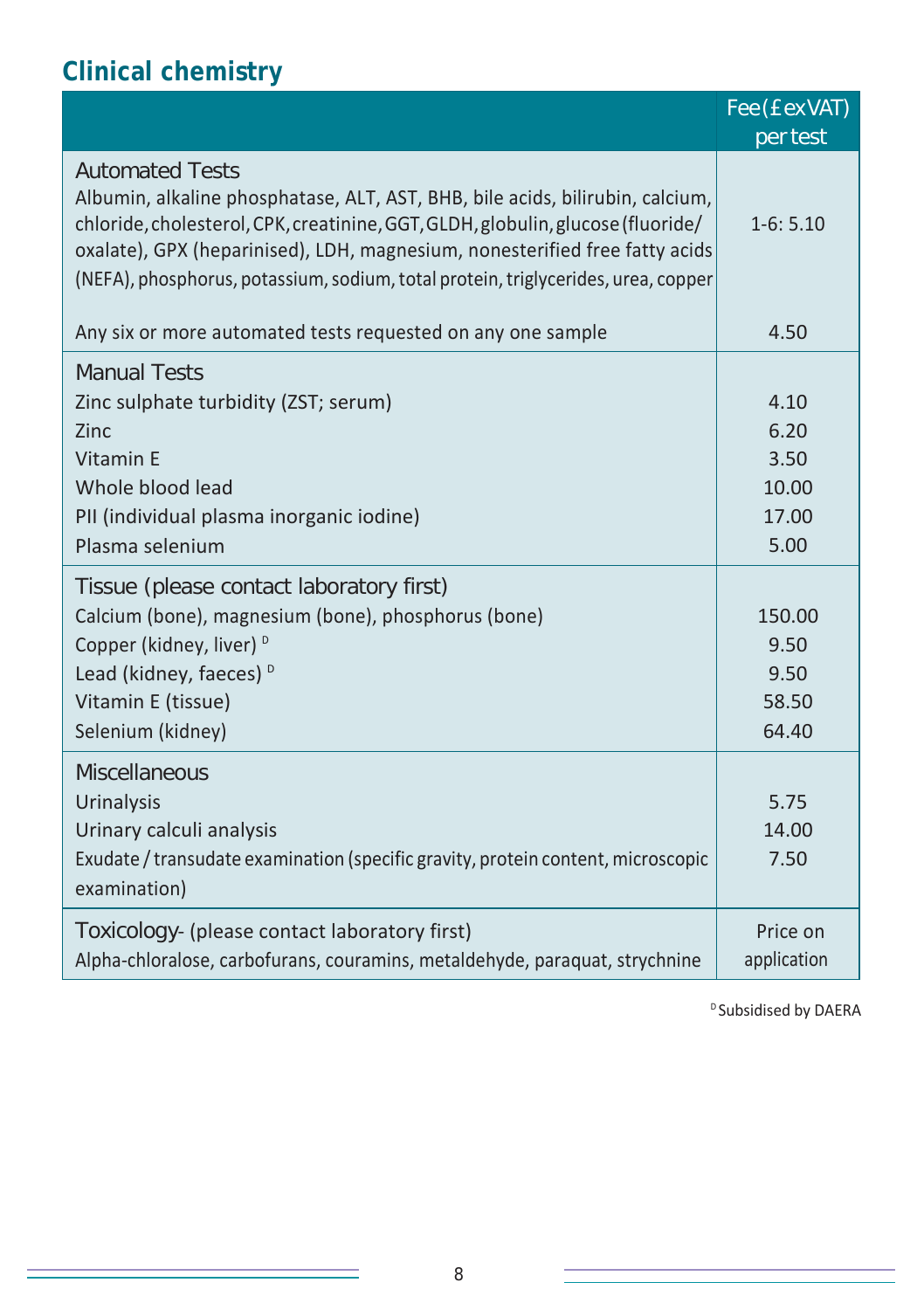## Clinical chemistry

| | Fee (£ ex VAT) per test |
|---|---|
| **Automated Tests** | |
| Albumin, alkaline phosphatase, ALT, AST, BHB, bile acids, bilirubin, calcium, chloride, cholesterol, CPK, creatinine, GGT, GLDH, globulin, glucose (fluoride/ oxalate), GPX (heparinised), LDH, magnesium, nonesterified free fatty acids (NEFA), phosphorus, potassium, sodium, total protein, triglycerides, urea, copper | 1-6: 5.10 |
| Any six or more automated tests requested on any one sample | 4.50 |
| **Manual Tests** | |
| Zinc sulphate turbidity (ZST; serum) | 4.10 |
| Zinc | 6.20 |
| Vitamin E | 3.50 |
| Whole blood lead | 10.00 |
| PII (individual plasma inorganic iodine) | 17.00 |
| Plasma selenium | 5.00 |
| **Tissue (please contact laboratory first)** | |
| Calcium (bone), magnesium (bone), phosphorus (bone) | 150.00 |
| Copper (kidney, liver) [D] | 9.50 |
| Lead (kidney, faeces) [D] | 9.50 |
| Vitamin E (tissue) | 58.50 |
| Selenium (kidney) | 64.40 |
| **Miscellaneous** | |
| Urinalysis | 5.75 |
| Urinary calculi analysis | 14.00 |
| Exudate / transudate examination (specific gravity, protein content, microscopic examination) | 7.50 |
| **Toxicology** - (please contact laboratory first) | |
| Alpha-chloralose, carbofurans, couramins, metaldehyde, paraquat, strychnine | Price on application |

[D] Subsidised by DAERA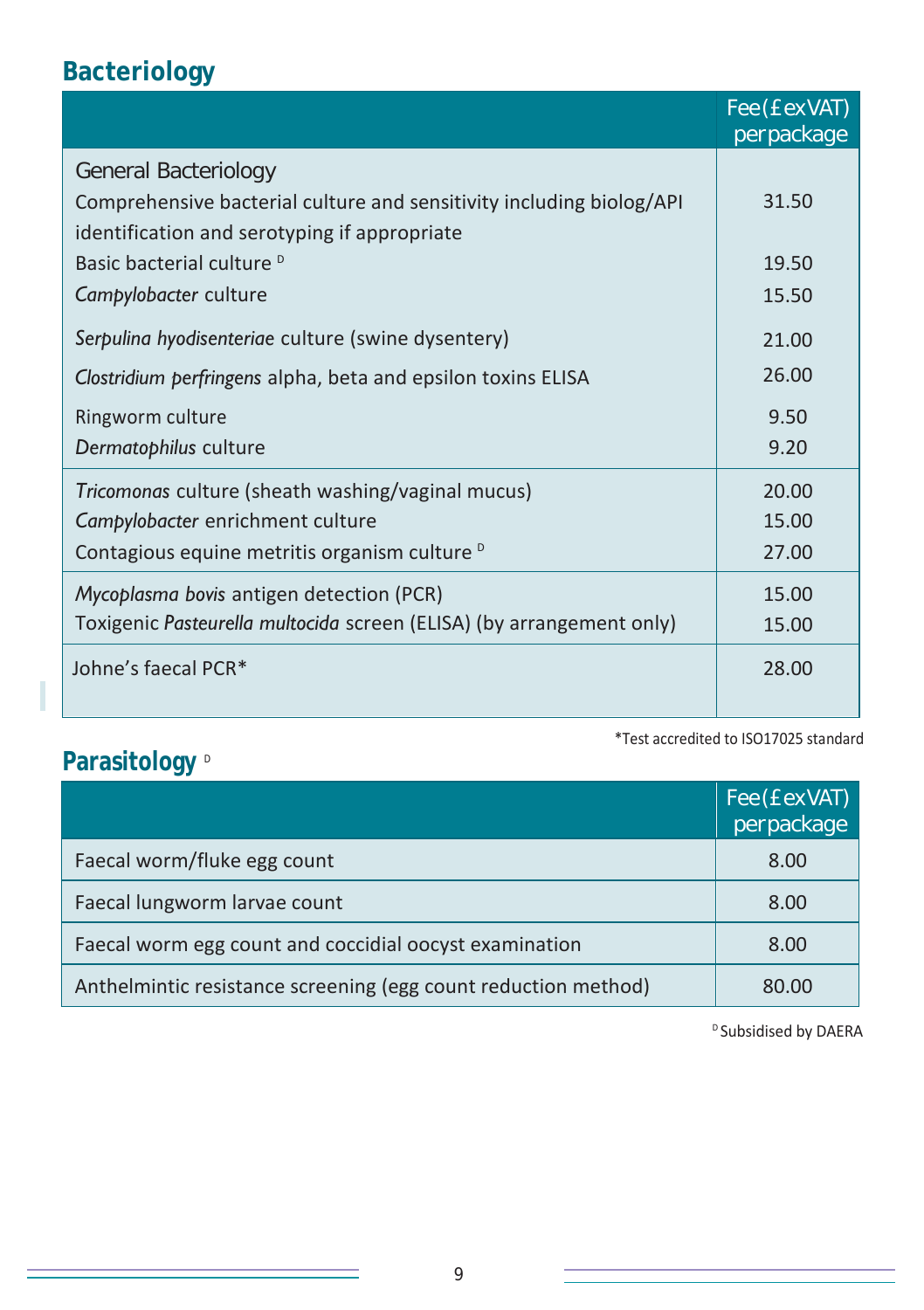## Bacteriology

| | Fee (£ ex VAT) per package |
|---|---|
| General Bacteriology | |
| Comprehensive bacterial culture and sensitivity including biolog/API identification and serotyping if appropriate | 31.50 |
| Basic bacterial culture [D] | 19.50 |
| *Campylobacter* culture | 15.50 |
| *Serpulina hyodisenteriae* culture (swine dysentery) | 21.00 |
| *Clostridium perfringens* alpha, beta and epsilon toxins ELISA | 26.00 |
| Ringworm culture | 9.50 |
| *Dermatophilus* culture | 9.20 |
| *Tricomonas* culture (sheath washing/vaginal mucus) | 20.00 |
| *Campylobacter* enrichment culture | 15.00 |
| Contagious equine metritis organism culture [D] | 27.00 |
| *Mycoplasma bovis* antigen detection (PCR) | 15.00 |
| Toxigenic *Pasteurella multocida* screen (ELISA) (by arrangement only) | 15.00 |
| Johne's faecal PCR* | 28.00 |

*Test accredited to ISO17025 standard

## Parasitology [D]

| | Fee (£ ex VAT) per package |
|---|---|
| Faecal worm/fluke egg count | 8.00 |
| Faecal lungworm larvae count | 8.00 |
| Faecal worm egg count and coccidial oocyst examination | 8.00 |
| Anthelmintic resistance screening (egg count reduction method) | 80.00 |

[D] Subsidised by DAERA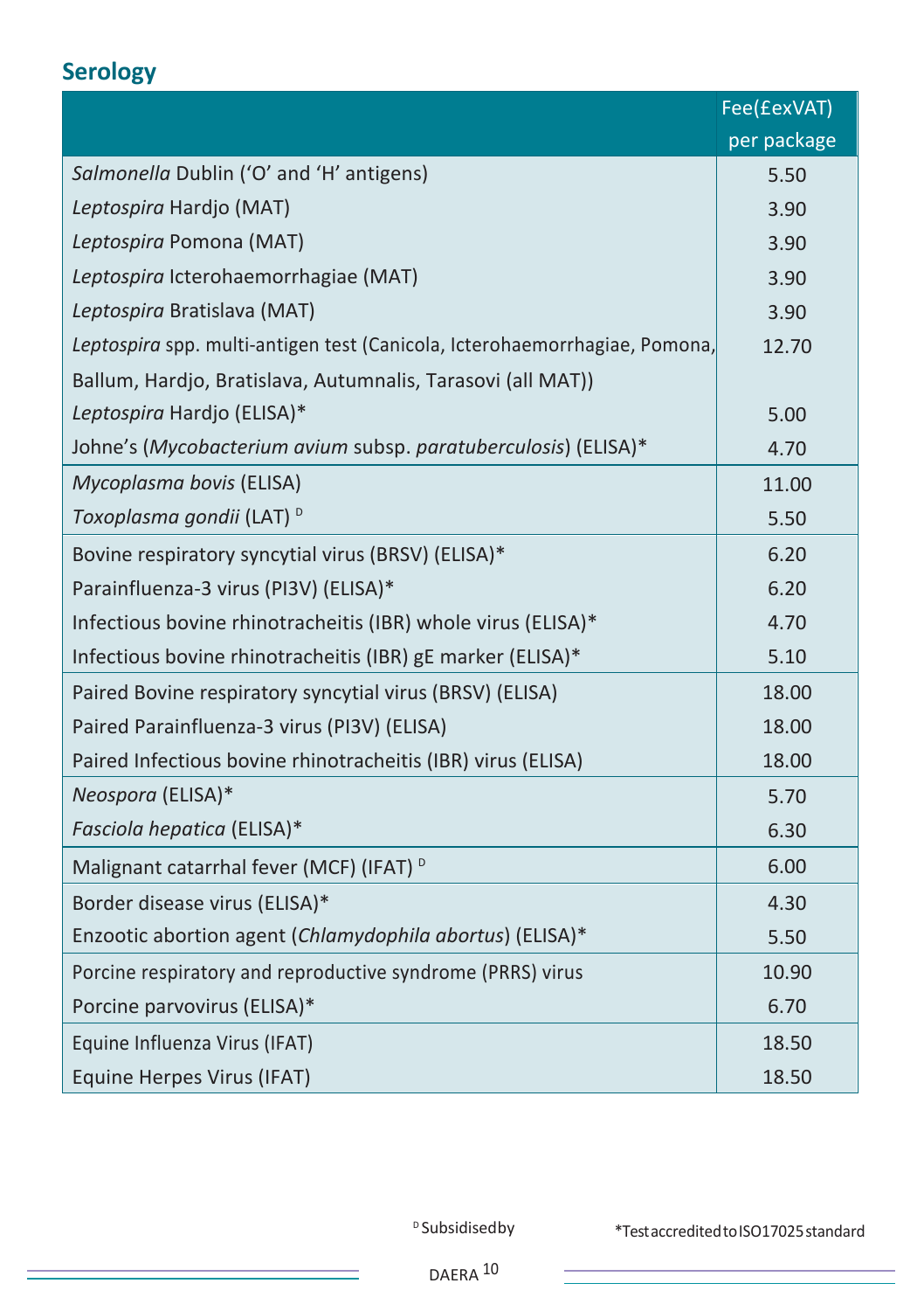## Serology

| | Fee(£exVAT) per package |
|---|---|
| *Salmonella* Dublin ('O' and 'H' antigens) | 5.50 |
| *Leptospira* Hardjo (MAT) | 3.90 |
| *Leptospira* Pomona (MAT) | 3.90 |
| *Leptospira* Icterohaemorrhagiae (MAT) | 3.90 |
| *Leptospira* Bratislava (MAT) | 3.90 |
| *Leptospira* spp. multi-antigen test (Canicola, Icterohaemorrhagiae, Pomona, Ballum, Hardjo, Bratislava, Autumnalis, Tarasovi (all MAT)) | 12.70 |
| *Leptospira* Hardjo (ELISA)* | 5.00 |
| Johne's (*Mycobacterium avium* subsp. *paratuberculosis*) (ELISA)* | 4.70 |
| *Mycoplasma bovis* (ELISA) | 11.00 |
| *Toxoplasma gondii* (LAT) [D] | 5.50 |
| Bovine respiratory syncytial virus (BRSV) (ELISA)* | 6.20 |
| Parainfluenza-3 virus (PI3V) (ELISA)* | 6.20 |
| Infectious bovine rhinotracheitis (IBR) whole virus (ELISA)* | 4.70 |
| Infectious bovine rhinotracheitis (IBR) gE marker (ELISA)* | 5.10 |
| Paired Bovine respiratory syncytial virus (BRSV) (ELISA) | 18.00 |
| Paired Parainfluenza-3 virus (PI3V) (ELISA) | 18.00 |
| Paired Infectious bovine rhinotracheitis (IBR) virus (ELISA) | 18.00 |
| *Neospora* (ELISA)* | 5.70 |
| *Fasciola hepatica* (ELISA)* | 6.30 |
| Malignant catarrhal fever (MCF) (IFAT) [D] | 6.00 |
| Border disease virus (ELISA)* | 4.30 |
| Enzootic abortion agent (*Chlamydophila abortus*) (ELISA)* | 5.50 |
| Porcine respiratory and reproductive syndrome (PRRS) virus | 10.90 |
| Porcine parvovirus (ELISA)* | 6.70 |
| Equine Influenza Virus (IFAT) | 18.50 |
| Equine Herpes Virus (IFAT) | 18.50 |

[D] Subsidised by DAERA

*Test accredited to ISO17025 standard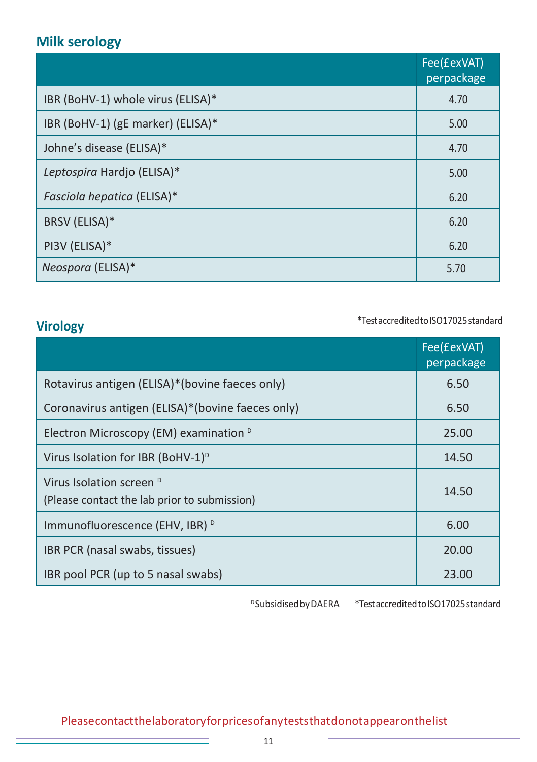## Milk serology

| | Fee(£exVAT) perpackage |
|---|---|
| IBR (BoHV-1) whole virus (ELISA)* | 4.70 |
| IBR (BoHV-1) (gE marker) (ELISA)* | 5.00 |
| Johne's disease (ELISA)* | 4.70 |
| *Leptospira* Hardjo (ELISA)* | 5.00 |
| *Fasciola hepatica* (ELISA)* | 6.20 |
| BRSV (ELISA)* | 6.20 |
| PI3V (ELISA)* | 6.20 |
| *Neospora* (ELISA)* | 5.70 |

*Test accredited to ISO17025 standard

## Virology

| | Fee(£exVAT) perpackage |
|---|---|
| Rotavirus antigen (ELISA)*(bovine faeces only) | 6.50 |
| Coronavirus antigen (ELISA)*(bovine faeces only) | 6.50 |
| Electron Microscopy (EM) examination [D] | 25.00 |
| Virus Isolation for IBR (BoHV-1)[D] | 14.50 |
| Virus Isolation screen [D] (Please contact the lab prior to submission) | 14.50 |
| Immunofluorescence (EHV, IBR) [D] | 6.00 |
| IBR PCR (nasal swabs, tissues) | 20.00 |
| IBR pool PCR (up to 5 nasal swabs) | 23.00 |

[D] Subsidised by DAERA　　*Test accredited to ISO17025 standard

Please contact the laboratory for prices of any tests that do not appear on the list